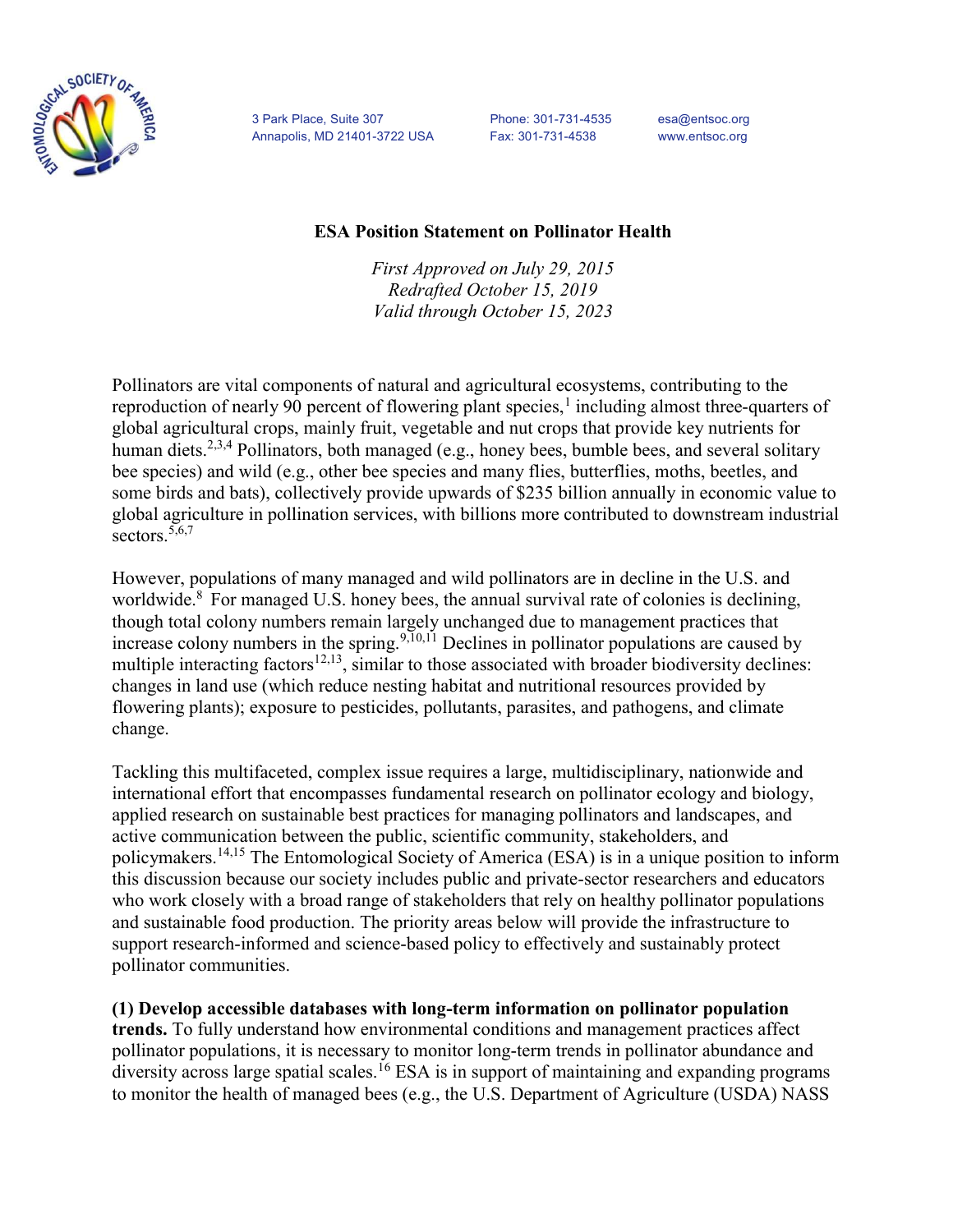3 Park Place, Suite 307
Annapolis, MD 21401-3722 USA

Phone: 301-731-4535
Fax: 301-731-4538

esa@entsoc.org
www.entsoc.org

# ESA Position Statement on Pollinator Health

*First Approved on July 29, 2015*
*Redrafted October 15, 2019*
*Valid through October 15, 2023*

Pollinators are vital components of natural and agricultural ecosystems, contributing to the reproduction of nearly 90 percent of flowering plant species,[1] including almost three-quarters of global agricultural crops, mainly fruit, vegetable and nut crops that provide key nutrients for human diets.[2,3,4] Pollinators, both managed (e.g., honey bees, bumble bees, and several solitary bee species) and wild (e.g., other bee species and many flies, butterflies, moths, beetles, and some birds and bats), collectively provide upwards of $235 billion annually in economic value to global agriculture in pollination services, with billions more contributed to downstream industrial sectors.[5,6,7]

However, populations of many managed and wild pollinators are in decline in the U.S. and worldwide.[8] For managed U.S. honey bees, the annual survival rate of colonies is declining, though total colony numbers remain largely unchanged due to management practices that increase colony numbers in the spring.[9,10,11] Declines in pollinator populations are caused by multiple interacting factors[12,13], similar to those associated with broader biodiversity declines: changes in land use (which reduce nesting habitat and nutritional resources provided by flowering plants); exposure to pesticides, pollutants, parasites, and pathogens, and climate change.

Tackling this multifaceted, complex issue requires a large, multidisciplinary, nationwide and international effort that encompasses fundamental research on pollinator ecology and biology, applied research on sustainable best practices for managing pollinators and landscapes, and active communication between the public, scientific community, stakeholders, and policymakers.[14,15] The Entomological Society of America (ESA) is in a unique position to inform this discussion because our society includes public and private-sector researchers and educators who work closely with a broad range of stakeholders that rely on healthy pollinator populations and sustainable food production. The priority areas below will provide the infrastructure to support research-informed and science-based policy to effectively and sustainably protect pollinator communities.

**(1) Develop accessible databases with long-term information on pollinator population trends.** To fully understand how environmental conditions and management practices affect pollinator populations, it is necessary to monitor long-term trends in pollinator abundance and diversity across large spatial scales.[16] ESA is in support of maintaining and expanding programs to monitor the health of managed bees (e.g., the U.S. Department of Agriculture (USDA) NASS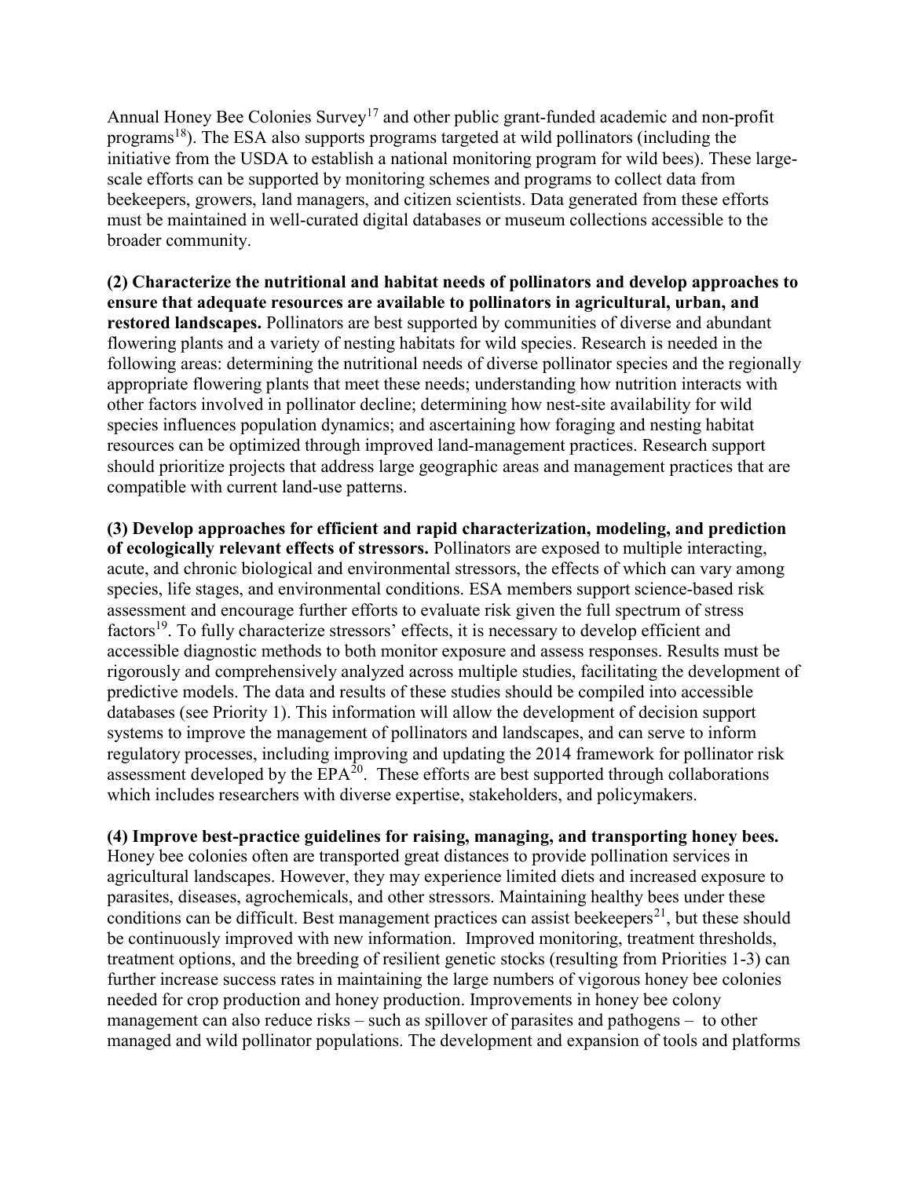Annual Honey Bee Colonies Survey[17] and other public grant-funded academic and non-profit programs[18]). The ESA also supports programs targeted at wild pollinators (including the initiative from the USDA to establish a national monitoring program for wild bees). These large-scale efforts can be supported by monitoring schemes and programs to collect data from beekeepers, growers, land managers, and citizen scientists. Data generated from these efforts must be maintained in well-curated digital databases or museum collections accessible to the broader community.

**(2) Characterize the nutritional and habitat needs of pollinators and develop approaches to ensure that adequate resources are available to pollinators in agricultural, urban, and restored landscapes.** Pollinators are best supported by communities of diverse and abundant flowering plants and a variety of nesting habitats for wild species. Research is needed in the following areas: determining the nutritional needs of diverse pollinator species and the regionally appropriate flowering plants that meet these needs; understanding how nutrition interacts with other factors involved in pollinator decline; determining how nest-site availability for wild species influences population dynamics; and ascertaining how foraging and nesting habitat resources can be optimized through improved land-management practices. Research support should prioritize projects that address large geographic areas and management practices that are compatible with current land-use patterns.

**(3) Develop approaches for efficient and rapid characterization, modeling, and prediction of ecologically relevant effects of stressors.** Pollinators are exposed to multiple interacting, acute, and chronic biological and environmental stressors, the effects of which can vary among species, life stages, and environmental conditions. ESA members support science-based risk assessment and encourage further efforts to evaluate risk given the full spectrum of stress factors[19]. To fully characterize stressors' effects, it is necessary to develop efficient and accessible diagnostic methods to both monitor exposure and assess responses. Results must be rigorously and comprehensively analyzed across multiple studies, facilitating the development of predictive models. The data and results of these studies should be compiled into accessible databases (see Priority 1). This information will allow the development of decision support systems to improve the management of pollinators and landscapes, and can serve to inform regulatory processes, including improving and updating the 2014 framework for pollinator risk assessment developed by the EPA[20]. These efforts are best supported through collaborations which includes researchers with diverse expertise, stakeholders, and policymakers.

**(4) Improve best-practice guidelines for raising, managing, and transporting honey bees.** Honey bee colonies often are transported great distances to provide pollination services in agricultural landscapes. However, they may experience limited diets and increased exposure to parasites, diseases, agrochemicals, and other stressors. Maintaining healthy bees under these conditions can be difficult. Best management practices can assist beekeepers[21], but these should be continuously improved with new information. Improved monitoring, treatment thresholds, treatment options, and the breeding of resilient genetic stocks (resulting from Priorities 1-3) can further increase success rates in maintaining the large numbers of vigorous honey bee colonies needed for crop production and honey production. Improvements in honey bee colony management can also reduce risks – such as spillover of parasites and pathogens – to other managed and wild pollinator populations. The development and expansion of tools and platforms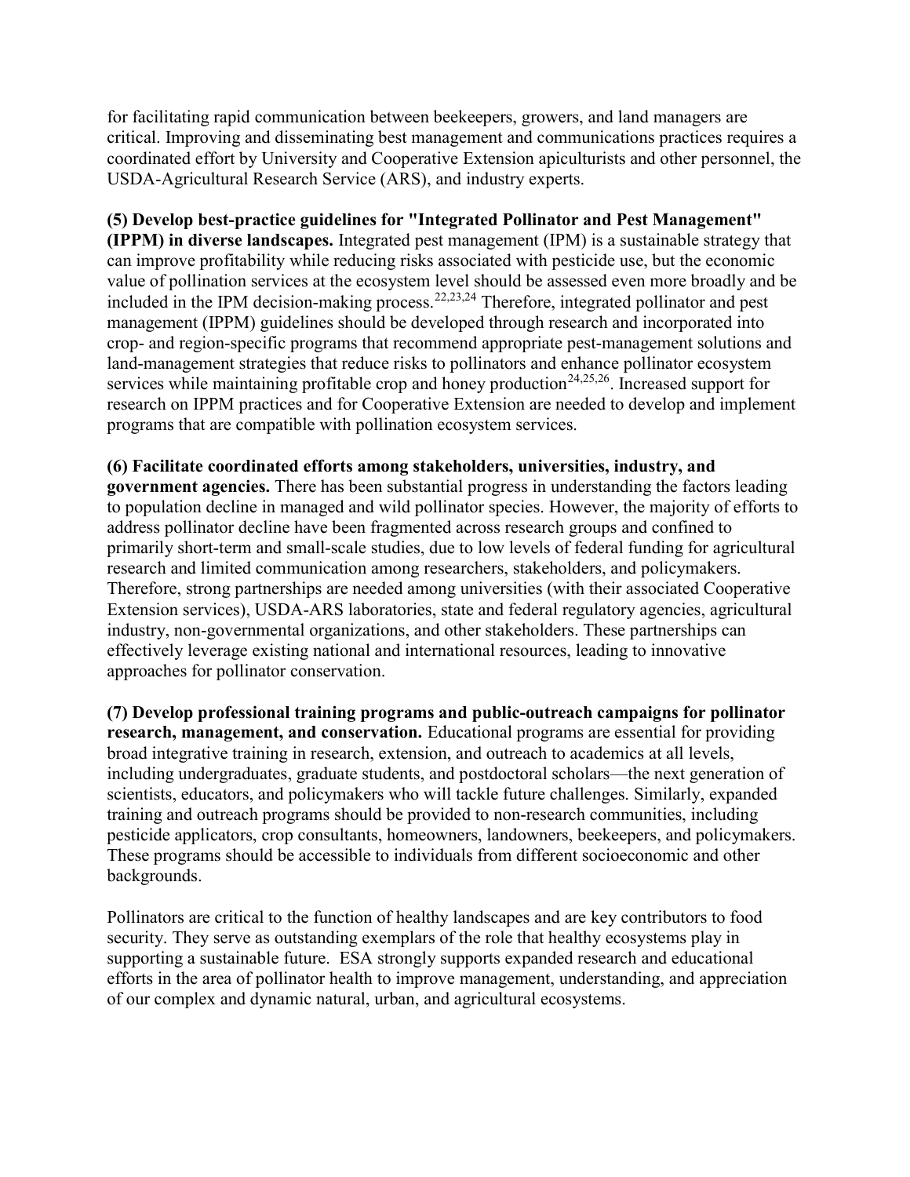for facilitating rapid communication between beekeepers, growers, and land managers are critical. Improving and disseminating best management and communications practices requires a coordinated effort by University and Cooperative Extension apiculturists and other personnel, the USDA-Agricultural Research Service (ARS), and industry experts.

**(5) Develop best-practice guidelines for "Integrated Pollinator and Pest Management" (IPPM) in diverse landscapes.** Integrated pest management (IPM) is a sustainable strategy that can improve profitability while reducing risks associated with pesticide use, but the economic value of pollination services at the ecosystem level should be assessed even more broadly and be included in the IPM decision-making process.[22,23,24] Therefore, integrated pollinator and pest management (IPPM) guidelines should be developed through research and incorporated into crop- and region-specific programs that recommend appropriate pest-management solutions and land-management strategies that reduce risks to pollinators and enhance pollinator ecosystem services while maintaining profitable crop and honey production[24,25,26]. Increased support for research on IPPM practices and for Cooperative Extension are needed to develop and implement programs that are compatible with pollination ecosystem services.

**(6) Facilitate coordinated efforts among stakeholders, universities, industry, and government agencies.** There has been substantial progress in understanding the factors leading to population decline in managed and wild pollinator species. However, the majority of efforts to address pollinator decline have been fragmented across research groups and confined to primarily short-term and small-scale studies, due to low levels of federal funding for agricultural research and limited communication among researchers, stakeholders, and policymakers. Therefore, strong partnerships are needed among universities (with their associated Cooperative Extension services), USDA-ARS laboratories, state and federal regulatory agencies, agricultural industry, non-governmental organizations, and other stakeholders. These partnerships can effectively leverage existing national and international resources, leading to innovative approaches for pollinator conservation.

**(7) Develop professional training programs and public-outreach campaigns for pollinator research, management, and conservation.** Educational programs are essential for providing broad integrative training in research, extension, and outreach to academics at all levels, including undergraduates, graduate students, and postdoctoral scholars—the next generation of scientists, educators, and policymakers who will tackle future challenges. Similarly, expanded training and outreach programs should be provided to non-research communities, including pesticide applicators, crop consultants, homeowners, landowners, beekeepers, and policymakers. These programs should be accessible to individuals from different socioeconomic and other backgrounds.

Pollinators are critical to the function of healthy landscapes and are key contributors to food security. They serve as outstanding exemplars of the role that healthy ecosystems play in supporting a sustainable future. ESA strongly supports expanded research and educational efforts in the area of pollinator health to improve management, understanding, and appreciation of our complex and dynamic natural, urban, and agricultural ecosystems.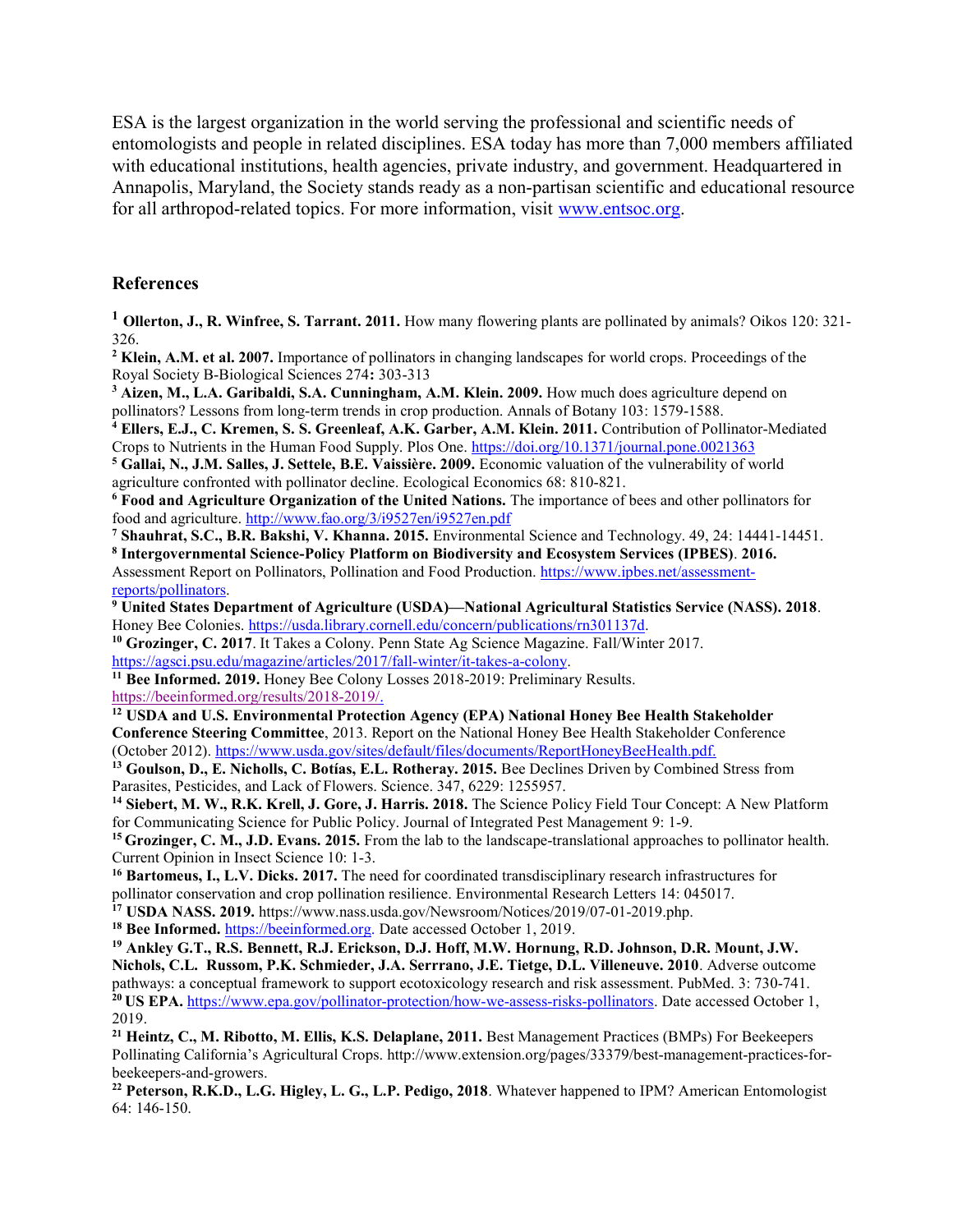ESA is the largest organization in the world serving the professional and scientific needs of entomologists and people in related disciplines. ESA today has more than 7,000 members affiliated with educational institutions, health agencies, private industry, and government. Headquartered in Annapolis, Maryland, the Society stands ready as a non-partisan scientific and educational resource for all arthropod-related topics. For more information, visit www.entsoc.org.

## References

[1] **Ollerton, J., R. Winfree, S. Tarrant. 2011.** How many flowering plants are pollinated by animals? Oikos 120: 321-326.

[2] **Klein, A.M. et al. 2007.** Importance of pollinators in changing landscapes for world crops. Proceedings of the Royal Society B-Biological Sciences 274**:** 303-313

[3] **Aizen, M., L.A. Garibaldi, S.A. Cunningham, A.M. Klein. 2009.** How much does agriculture depend on pollinators? Lessons from long-term trends in crop production. Annals of Botany 103: 1579-1588.

[4] **Ellers, E.J., C. Kremen, S. S. Greenleaf, A.K. Garber, A.M. Klein. 2011.** Contribution of Pollinator-Mediated Crops to Nutrients in the Human Food Supply. Plos One. https://doi.org/10.1371/journal.pone.0021363

[5] **Gallai, N., J.M. Salles, J. Settele, B.E. Vaissière. 2009.** Economic valuation of the vulnerability of world agriculture confronted with pollinator decline. Ecological Economics 68: 810-821.

[6] **Food and Agriculture Organization of the United Nations.** The importance of bees and other pollinators for food and agriculture. http://www.fao.org/3/i9527en/i9527en.pdf

[7] **Shauhrat, S.C., B.R. Bakshi, V. Khanna. 2015.** Environmental Science and Technology. 49, 24: 14441-14451.

[8] **Intergovernmental Science-Policy Platform on Biodiversity and Ecosystem Services (IPBES)**. **2016.** Assessment Report on Pollinators, Pollination and Food Production. https://www.ipbes.net/assessment-reports/pollinators.

[9] **United States Department of Agriculture (USDA)—National Agricultural Statistics Service (NASS). 2018**. Honey Bee Colonies. https://usda.library.cornell.edu/concern/publications/rn301137d.

[10] **Grozinger, C. 2017**. It Takes a Colony. Penn State Ag Science Magazine. Fall/Winter 2017. https://agsci.psu.edu/magazine/articles/2017/fall-winter/it-takes-a-colony.

[11] **Bee Informed. 2019.** Honey Bee Colony Losses 2018-2019: Preliminary Results. https://beeinformed.org/results/2018-2019/.

[12] **USDA and U.S. Environmental Protection Agency (EPA) National Honey Bee Health Stakeholder Conference Steering Committee**, 2013. Report on the National Honey Bee Health Stakeholder Conference (October 2012). https://www.usda.gov/sites/default/files/documents/ReportHoneyBeeHealth.pdf.

[13] **Goulson, D., E. Nicholls, C. Botías, E.L. Rotheray. 2015.** Bee Declines Driven by Combined Stress from Parasites, Pesticides, and Lack of Flowers. Science. 347, 6229: 1255957.

[14] **Siebert, M. W., R.K. Krell, J. Gore, J. Harris. 2018.** The Science Policy Field Tour Concept: A New Platform for Communicating Science for Public Policy. Journal of Integrated Pest Management 9: 1-9.

[15] **Grozinger, C. M., J.D. Evans. 2015.** From the lab to the landscape-translational approaches to pollinator health. Current Opinion in Insect Science 10: 1-3.

[16] **Bartomeus, I., L.V. Dicks. 2017.** The need for coordinated transdisciplinary research infrastructures for pollinator conservation and crop pollination resilience. Environmental Research Letters 14: 045017.

[17] **USDA NASS. 2019.** https://www.nass.usda.gov/Newsroom/Notices/2019/07-01-2019.php.

[18] **Bee Informed.** https://beeinformed.org. Date accessed October 1, 2019.

[19] **Ankley G.T., R.S. Bennett, R.J. Erickson, D.J. Hoff, M.W. Hornung, R.D. Johnson, D.R. Mount, J.W. Nichols, C.L. Russom, P.K. Schmieder, J.A. Serrrano, J.E. Tietge, D.L. Villeneuve. 2010**. Adverse outcome pathways: a conceptual framework to support ecotoxicology research and risk assessment. PubMed. 3: 730-741.

[20] **US EPA.** https://www.epa.gov/pollinator-protection/how-we-assess-risks-pollinators. Date accessed October 1, 2019.

[21] **Heintz, C., M. Ribotto, M. Ellis, K.S. Delaplane, 2011.** Best Management Practices (BMPs) For Beekeepers Pollinating California's Agricultural Crops. http://www.extension.org/pages/33379/best-management-practices-for-beekeepers-and-growers.

[22] **Peterson, R.K.D., L.G. Higley, L. G., L.P. Pedigo, 2018**. Whatever happened to IPM? American Entomologist 64: 146-150.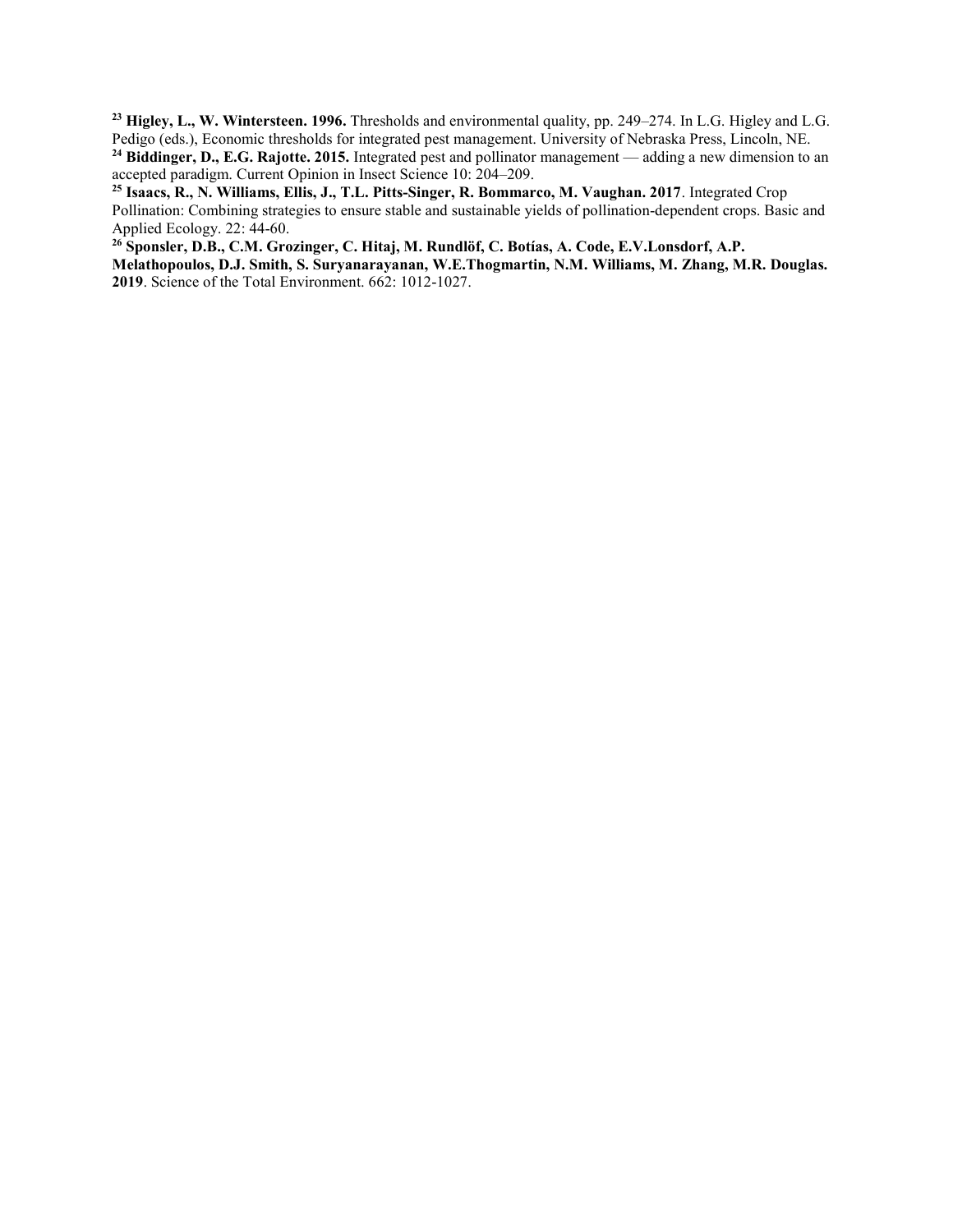[23] **Higley, L., W. Wintersteen. 1996.** Thresholds and environmental quality, pp. 249–274. In L.G. Higley and L.G. Pedigo (eds.), Economic thresholds for integrated pest management. University of Nebraska Press, Lincoln, NE.

[24] **Biddinger, D., E.G. Rajotte. 2015.** Integrated pest and pollinator management — adding a new dimension to an accepted paradigm. Current Opinion in Insect Science 10: 204–209.

[25] **Isaacs, R., N. Williams, Ellis, J., T.L. Pitts-Singer, R. Bommarco, M. Vaughan. 2017**. Integrated Crop Pollination: Combining strategies to ensure stable and sustainable yields of pollination-dependent crops. Basic and Applied Ecology. 22: 44-60.

[26] **Sponsler, D.B., C.M. Grozinger, C. Hitaj, M. Rundlöf, C. Botías, A. Code, E.V.Lonsdorf, A.P. Melathopoulos, D.J. Smith, S. Suryanarayanan, W.E.Thogmartin, N.M. Williams, M. Zhang, M.R. Douglas. 2019**. Science of the Total Environment. 662: 1012-1027.